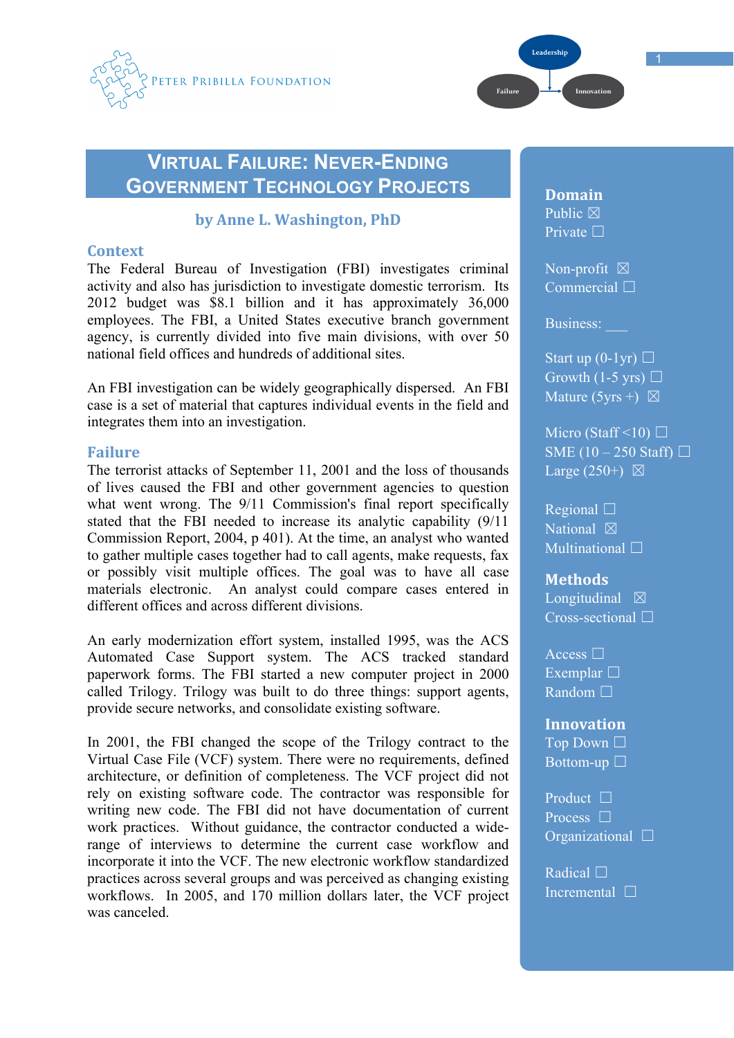# VIRTUAL FAILURE: NEVER-ENDING GOVERNMENT TECHNOLOGY PROJECTS

**by Anne L. Washington, PhD**

## Context

The Federal Bureau of Investigation (FBI) investigates criminal activity and also has jurisdiction to investigate domestic terrorism. Its 2012 budget was $8.1 billion and it has approximately 36,000 employees. The FBI, a United States executive branch government agency, is currently divided into five main divisions, with over 50 national field offices and hundreds of additional sites.

An FBI investigation can be widely geographically dispersed. An FBI case is a set of material that captures individual events in the field and integrates them into an investigation.

## Failure

The terrorist attacks of September 11, 2001 and the loss of thousands of lives caused the FBI and other government agencies to question what went wrong. The 9/11 Commission's final report specifically stated that the FBI needed to increase its analytic capability (9/11 Commission Report, 2004, p 401). At the time, an analyst who wanted to gather multiple cases together had to call agents, make requests, fax or possibly visit multiple offices. The goal was to have all case materials electronic. An analyst could compare cases entered in different offices and across different divisions.

An early modernization effort system, installed 1995, was the ACS Automated Case Support system. The ACS tracked standard paperwork forms. The FBI started a new computer project in 2000 called Trilogy. Trilogy was built to do three things: support agents, provide secure networks, and consolidate existing software.

In 2001, the FBI changed the scope of the Trilogy contract to the Virtual Case File (VCF) system. There were no requirements, defined architecture, or definition of completeness. The VCF project did not rely on existing software code. The contractor was responsible for writing new code. The FBI did not have documentation of current work practices. Without guidance, the contractor conducted a wide-range of interviews to determine the current case workflow and incorporate it into the VCF. The new electronic workflow standardized practices across several groups and was perceived as changing existing workflows. In 2005, and 170 million dollars later, the VCF project was canceled.

**Domain**
Public ☒
Private ☐

Non-profit ☒
Commercial ☐

Business: ___

Start up (0-1yr) ☐
Growth (1-5 yrs) ☐
Mature (5yrs +) ☒

Micro (Staff <10) ☐
SME (10 – 250 Staff) ☐
Large (250+) ☒

Regional ☐
National ☒
Multinational ☐

**Methods**
Longitudinal ☒
Cross-sectional ☐

Access ☐
Exemplar ☐
Random ☐

**Innovation**
Top Down ☐
Bottom-up ☐

Product ☐
Process ☐
Organizational ☐

Radical ☐
Incremental ☐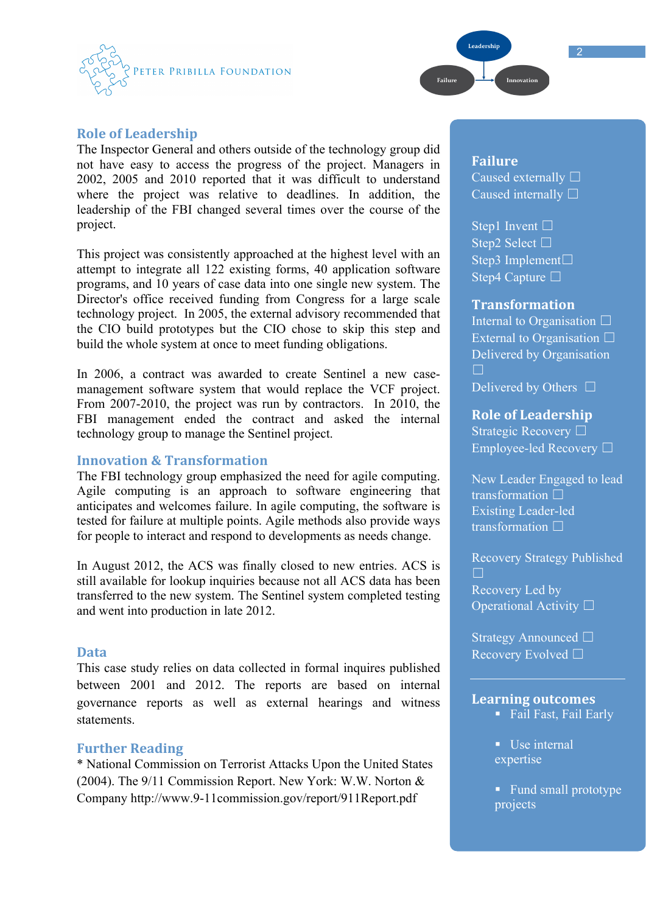## Role of Leadership

The Inspector General and others outside of the technology group did not have easy to access the progress of the project. Managers in 2002, 2005 and 2010 reported that it was difficult to understand where the project was relative to deadlines. In addition, the leadership of the FBI changed several times over the course of the project.

This project was consistently approached at the highest level with an attempt to integrate all 122 existing forms, 40 application software programs, and 10 years of case data into one single new system. The Director's office received funding from Congress for a large scale technology project. In 2005, the external advisory recommended that the CIO build prototypes but the CIO chose to skip this step and build the whole system at once to meet funding obligations.

In 2006, a contract was awarded to create Sentinel a new case-management software system that would replace the VCF project. From 2007-2010, the project was run by contractors. In 2010, the FBI management ended the contract and asked the internal technology group to manage the Sentinel project.

## Innovation & Transformation

The FBI technology group emphasized the need for agile computing. Agile computing is an approach to software engineering that anticipates and welcomes failure. In agile computing, the software is tested for failure at multiple points. Agile methods also provide ways for people to interact and respond to developments as needs change.

In August 2012, the ACS was finally closed to new entries. ACS is still available for lookup inquiries because not all ACS data has been transferred to the new system. The Sentinel system completed testing and went into production in late 2012.

## Data

This case study relies on data collected in formal inquires published between 2001 and 2012. The reports are based on internal governance reports as well as external hearings and witness statements.

## Further Reading

* National Commission on Terrorist Attacks Upon the United States (2004). The 9/11 Commission Report. New York: W.W. Norton & Company http://www.9-11commission.gov/report/911Report.pdf

### Failure

Caused externally ☐
Caused internally ☐

Step1 Invent ☐
Step2 Select ☐
Step3 Implement ☐
Step4 Capture ☐

### Transformation

Internal to Organisation ☐
External to Organisation ☐
Delivered by Organisation ☐
Delivered by Others ☐

### Role of Leadership

Strategic Recovery ☐
Employee-led Recovery ☐

New Leader Engaged to lead transformation ☐
Existing Leader-led transformation ☐

Recovery Strategy Published ☐
Recovery Led by Operational Activity ☐

Strategy Announced ☐
Recovery Evolved ☐

### Learning outcomes

- Fail Fast, Fail Early
- Use internal expertise
- Fund small prototype projects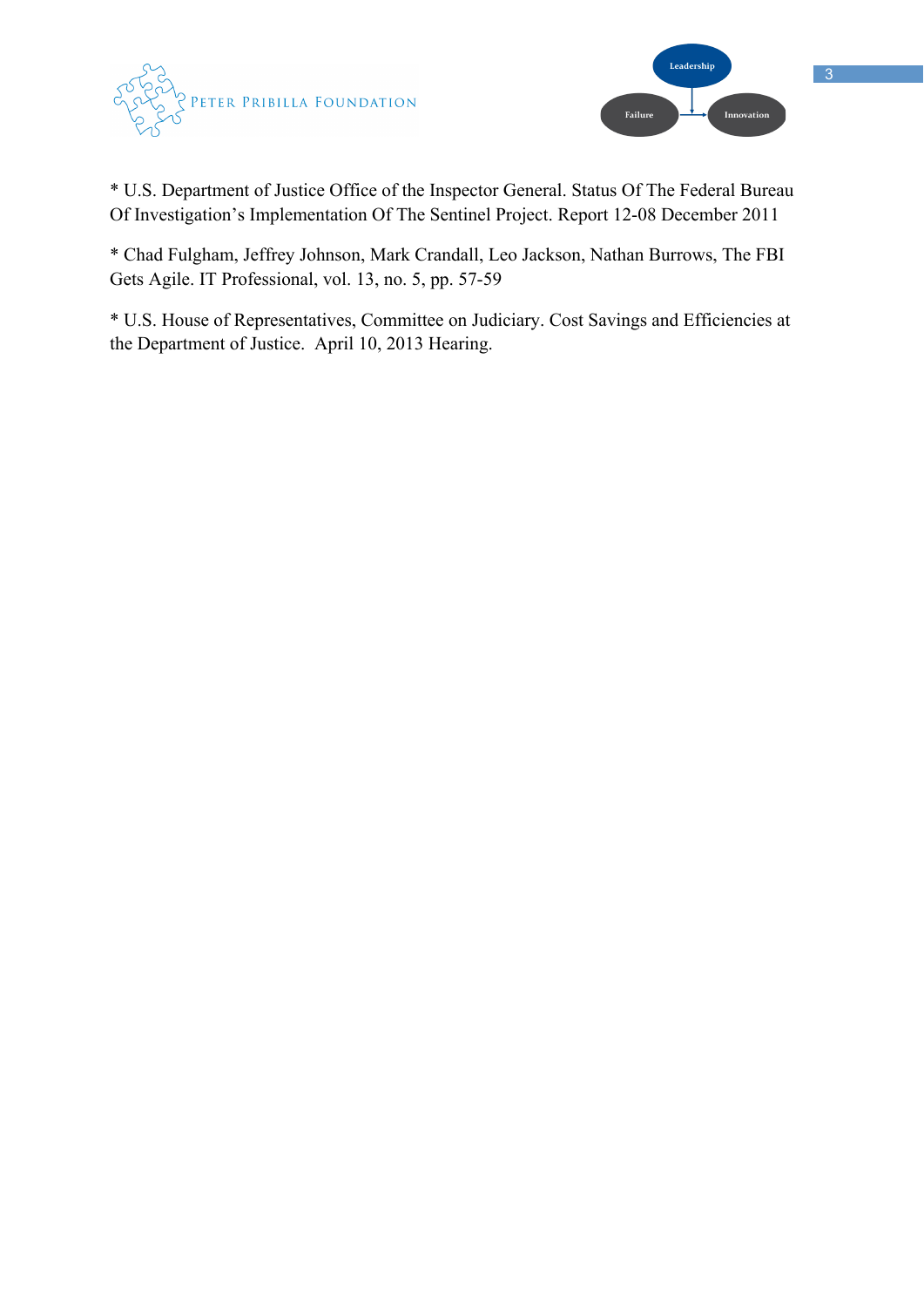* U.S. Department of Justice Office of the Inspector General. Status Of The Federal Bureau Of Investigation's Implementation Of The Sentinel Project. Report 12-08 December 2011

* Chad Fulgham, Jeffrey Johnson, Mark Crandall, Leo Jackson, Nathan Burrows, The FBI Gets Agile. IT Professional, vol. 13, no. 5, pp. 57-59

* U.S. House of Representatives, Committee on Judiciary. Cost Savings and Efficiencies at the Department of Justice. April 10, 2013 Hearing.